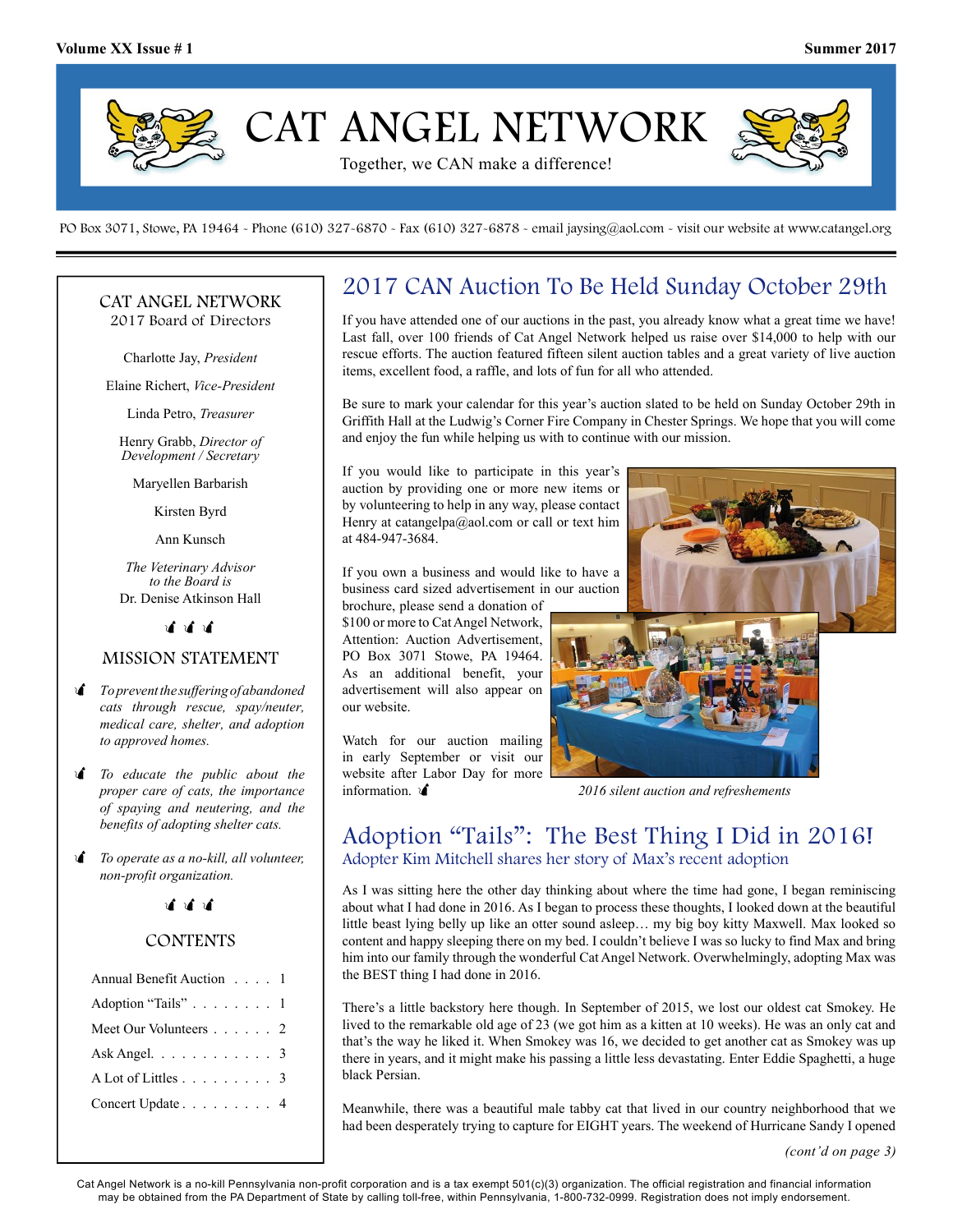# CAT ANGEL NETWORK

Together, we CAN make a difference!

PO Box 3071, Stowe, PA 19464 - Phone (610) 327-6870 - Fax (610) 327-6878 - email jaysing@aol.com - visit our website at www.catangel.org

## CAT ANGEL NETWORK
2017 Board of Directors

Charlotte Jay, *President*

Elaine Richert, *Vice-President*

Linda Petro, *Treasurer*

Henry Grabb, *Director of Development / Secretary*

Maryellen Barbarish

Kirsten Byrd

Ann Kunsch

*The Veterinary Advisor to the Board is*
Dr. Denise Atkinson Hall

### MISSION STATEMENT

- *To prevent the suffering of abandoned cats through rescue, spay/neuter, medical care, shelter, and adoption to approved homes.*
- *To educate the public about the proper care of cats, the importance of spaying and neutering, and the benefits of adopting shelter cats.*
- *To operate as a no-kill, all volunteer, non-profit organization.*

### CONTENTS

| | |
|---|---|
| Annual Benefit Auction | 1 |
| Adoption "Tails" | 1 |
| Meet Our Volunteers | 2 |
| Ask Angel | 3 |
| A Lot of Littles | 3 |
| Concert Update | 4 |

## 2017 CAN Auction To Be Held Sunday October 29th

If you have attended one of our auctions in the past, you already know what a great time we have! Last fall, over 100 friends of Cat Angel Network helped us raise over $14,000 to help with our rescue efforts. The auction featured fifteen silent auction tables and a great variety of live auction items, excellent food, a raffle, and lots of fun for all who attended.

Be sure to mark your calendar for this year's auction slated to be held on Sunday October 29th in Griffith Hall at the Ludwig's Corner Fire Company in Chester Springs. We hope that you will come and enjoy the fun while helping us with to continue with our mission.

If you would like to participate in this year's auction by providing one or more new items or by volunteering to help in any way, please contact Henry at catangelpa@aol.com or call or text him at 484-947-3684.

If you own a business and would like to have a business card sized advertisement in our auction brochure, please send a donation of $100 or more to Cat Angel Network, Attention: Auction Advertisement, PO Box 3071 Stowe, PA 19464. As an additional benefit, your advertisement will also appear on our website.

Watch for our auction mailing in early September or visit our website after Labor Day for more information.

*2016 silent auction and refreshments*

## Adoption "Tails": The Best Thing I Did in 2016!

### Adopter Kim Mitchell shares her story of Max's recent adoption

As I was sitting here the other day thinking about where the time had gone, I began reminiscing about what I had done in 2016. As I began to process these thoughts, I looked down at the beautiful little beast lying belly up like an otter sound asleep… my big boy kitty Maxwell. Max looked so content and happy sleeping there on my bed. I couldn't believe I was so lucky to find Max and bring him into our family through the wonderful Cat Angel Network. Overwhelmingly, adopting Max was the BEST thing I had done in 2016.

There's a little backstory here though. In September of 2015, we lost our oldest cat Smokey. He lived to the remarkable old age of 23 (we got him as a kitten at 10 weeks). He was an only cat and that's the way he liked it. When Smokey was 16, we decided to get another cat as Smokey was up there in years, and it might make his passing a little less devastating. Enter Eddie Spaghetti, a huge black Persian.

Meanwhile, there was a beautiful male tabby cat that lived in our country neighborhood that we had been desperately trying to capture for EIGHT years. The weekend of Hurricane Sandy I opened

*(cont'd on page 3)*

Cat Angel Network is a no-kill Pennsylvania non-profit corporation and is a tax exempt 501(c)(3) organization. The official registration and financial information may be obtained from the PA Department of State by calling toll-free, within Pennsylvania, 1-800-732-0999. Registration does not imply endorsement.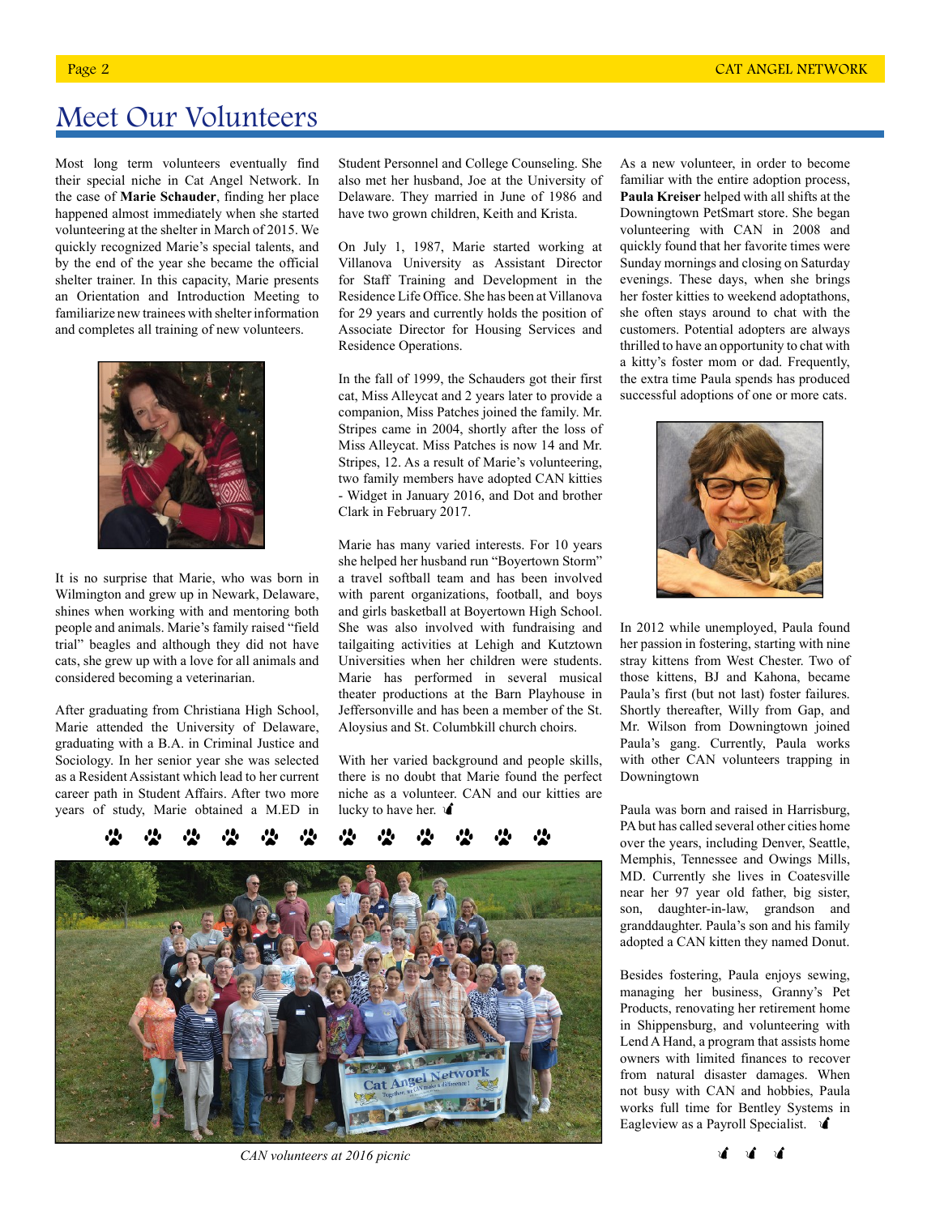# Meet Our Volunteers

Most long term volunteers eventually find their special niche in Cat Angel Network. In the case of **Marie Schauder**, finding her place happened almost immediately when she started volunteering at the shelter in March of 2015. We quickly recognized Marie's special talents, and by the end of the year she became the official shelter trainer. In this capacity, Marie presents an Orientation and Introduction Meeting to familiarize new trainees with shelter information and completes all training of new volunteers.

It is no surprise that Marie, who was born in Wilmington and grew up in Newark, Delaware, shines when working with and mentoring both people and animals. Marie's family raised "field trial" beagles and although they did not have cats, she grew up with a love for all animals and considered becoming a veterinarian.

After graduating from Christiana High School, Marie attended the University of Delaware, graduating with a B.A. in Criminal Justice and Sociology. In her senior year she was selected as a Resident Assistant which lead to her current career path in Student Affairs. After two more years of study, Marie obtained a M.ED in Student Personnel and College Counseling. She also met her husband, Joe at the University of Delaware. They married in June of 1986 and have two grown children, Keith and Krista.

On July 1, 1987, Marie started working at Villanova University as Assistant Director for Staff Training and Development in the Residence Life Office. She has been at Villanova for 29 years and currently holds the position of Associate Director for Housing Services and Residence Operations.

In the fall of 1999, the Schauders got their first cat, Miss Alleycat and 2 years later to provide a companion, Miss Patches joined the family. Mr. Stripes came in 2004, shortly after the loss of Miss Alleycat. Miss Patches is now 14 and Mr. Stripes, 12. As a result of Marie's volunteering, two family members have adopted CAN kitties - Widget in January 2016, and Dot and brother Clark in February 2017.

Marie has many varied interests. For 10 years she helped her husband run "Boyertown Storm" a travel softball team and has been involved with parent organizations, football, and boys and girls basketball at Boyertown High School. She was also involved with fundraising and tailgaiting activities at Lehigh and Kutztown Universities when her children were students. Marie has performed in several musical theater productions at the Barn Playhouse in Jeffersonville and has been a member of the St. Aloysius and St. Columbkill church choirs.

With her varied background and people skills, there is no doubt that Marie found the perfect niche as a volunteer. CAN and our kitties are lucky to have her.

*CAN volunteers at 2016 picnic*

As a new volunteer, in order to become familiar with the entire adoption process, **Paula Kreiser** helped with all shifts at the Downingtown PetSmart store. She began volunteering with CAN in 2008 and quickly found that her favorite times were Sunday mornings and closing on Saturday evenings. These days, when she brings her foster kitties to weekend adoptathons, she often stays around to chat with the customers. Potential adopters are always thrilled to have an opportunity to chat with a kitty's foster mom or dad. Frequently, the extra time Paula spends has produced successful adoptions of one or more cats.

In 2012 while unemployed, Paula found her passion in fostering, starting with nine stray kittens from West Chester. Two of those kittens, BJ and Kahona, became Paula's first (but not last) foster failures. Shortly thereafter, Willy from Gap, and Mr. Wilson from Downingtown joined Paula's gang. Currently, Paula works with other CAN volunteers trapping in Downingtown

Paula was born and raised in Harrisburg, PA but has called several other cities home over the years, including Denver, Seattle, Memphis, Tennessee and Owings Mills, MD. Currently she lives in Coatesville near her 97 year old father, big sister, son, daughter-in-law, grandson and granddaughter. Paula's son and his family adopted a CAN kitten they named Donut.

Besides fostering, Paula enjoys sewing, managing her business, Granny's Pet Products, renovating her retirement home in Shippensburg, and volunteering with Lend A Hand, a program that assists home owners with limited finances to recover from natural disaster damages. When not busy with CAN and hobbies, Paula works full time for Bentley Systems in Eagleview as a Payroll Specialist.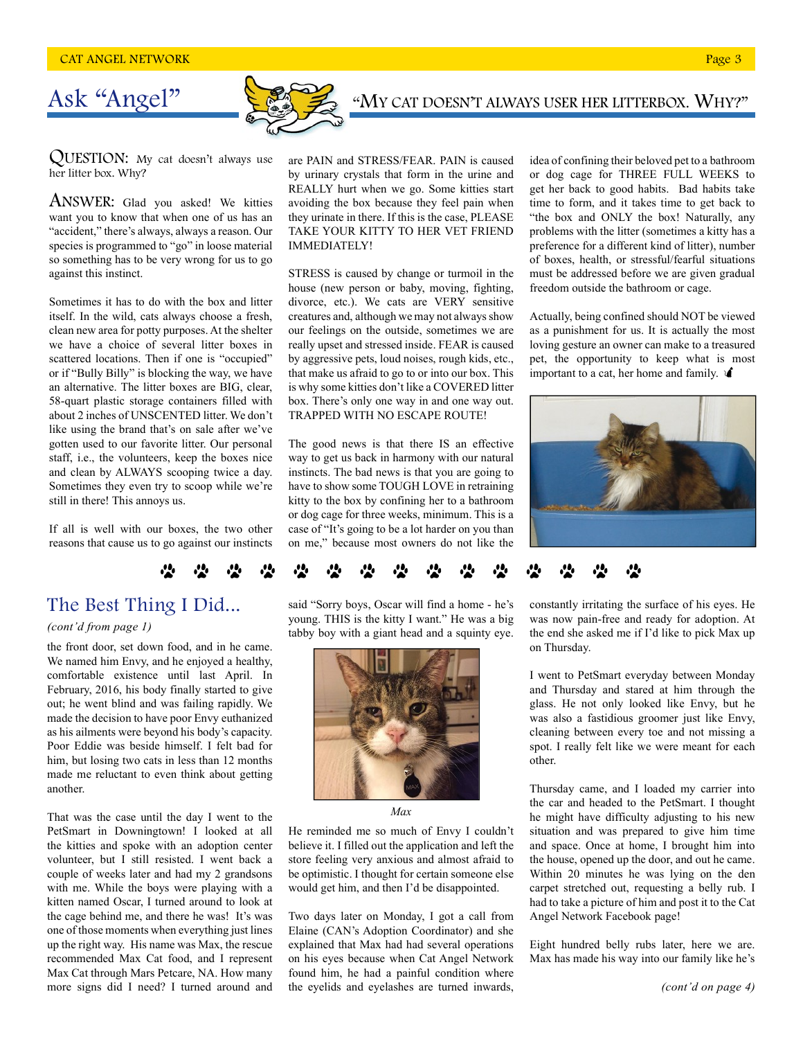## Ask "Angel"

### "MY CAT DOESN'T ALWAYS USER HER LITTERBOX. WHY?"

QUESTION: My cat doesn't always use her litter box. Why?

ANSWER: Glad you asked! We kitties want you to know that when one of us has an "accident," there's always, always a reason. Our species is programmed to "go" in loose material so something has to be very wrong for us to go against this instinct.

Sometimes it has to do with the box and litter itself. In the wild, cats always choose a fresh, clean new area for potty purposes. At the shelter we have a choice of several litter boxes in scattered locations. Then if one is "occupied" or if "Bully Billy" is blocking the way, we have an alternative. The litter boxes are BIG, clear, 58-quart plastic storage containers filled with about 2 inches of UNSCENTED litter. We don't like using the brand that's on sale after we've gotten used to our favorite litter. Our personal staff, i.e., the volunteers, keep the boxes nice and clean by ALWAYS scooping twice a day. Sometimes they even try to scoop while we're still in there! This annoys us.

If all is well with our boxes, the two other reasons that cause us to go against our instincts are PAIN and STRESS/FEAR. PAIN is caused by urinary crystals that form in the urine and REALLY hurt when we go. Some kitties start avoiding the box because they feel pain when they urinate in there. If this is the case, PLEASE TAKE YOUR KITTY TO HER VET FRIEND IMMEDIATELY!

STRESS is caused by change or turmoil in the house (new person or baby, moving, fighting, divorce, etc.). We cats are VERY sensitive creatures and, although we may not always show our feelings on the outside, sometimes we are really upset and stressed inside. FEAR is caused by aggressive pets, loud noises, rough kids, etc., that make us afraid to go to or into our box. This is why some kitties don't like a COVERED litter box. There's only one way in and one way out. TRAPPED WITH NO ESCAPE ROUTE!

The good news is that there IS an effective way to get us back in harmony with our natural instincts. The bad news is that you are going to have to show some TOUGH LOVE in retraining kitty to the box by confining her to a bathroom or dog cage for three weeks, minimum. This is a case of "It's going to be a lot harder on you than on me," because most owners do not like the idea of confining their beloved pet to a bathroom or dog cage for THREE FULL WEEKS to get her back to good habits. Bad habits take time to form, and it takes time to get back to "the box and ONLY the box! Naturally, any problems with the litter (sometimes a kitty has a preference for a different kind of litter), number of boxes, health, or stressful/fearful situations must be addressed before we are given gradual freedom outside the bathroom or cage.

Actually, being confined should NOT be viewed as a punishment for us. It is actually the most loving gesture an owner can make to a treasured pet, the opportunity to keep what is most important to a cat, her home and family.

## The Best Thing I Did...

*(cont'd from page 1)*

the front door, set down food, and in he came. We named him Envy, and he enjoyed a healthy, comfortable existence until last April. In February, 2016, his body finally started to give out; he went blind and was failing rapidly. We made the decision to have poor Envy euthanized as his ailments were beyond his body's capacity. Poor Eddie was beside himself. I felt bad for him, but losing two cats in less than 12 months made me reluctant to even think about getting another.

That was the case until the day I went to the PetSmart in Downingtown! I looked at all the kitties and spoke with an adoption center volunteer, but I still resisted. I went back a couple of weeks later and had my 2 grandsons with me. While the boys were playing with a kitten named Oscar, I turned around to look at the cage behind me, and there he was! It's was one of those moments when everything just lines up the right way. His name was Max, the rescue recommended Max Cat food, and I represent Max Cat through Mars Petcare, NA. How many more signs did I need? I turned around and said "Sorry boys, Oscar will find a home - he's young. THIS is the kitty I want." He was a big tabby boy with a giant head and a squinty eye.

*Max*

He reminded me so much of Envy I couldn't believe it. I filled out the application and left the store feeling very anxious and almost afraid to be optimistic. I thought for certain someone else would get him, and then I'd be disappointed.

Two days later on Monday, I got a call from Elaine (CAN's Adoption Coordinator) and she explained that Max had had several operations on his eyes because when Cat Angel Network found him, he had a painful condition where the eyelids and eyelashes are turned inwards, constantly irritating the surface of his eyes. He was now pain-free and ready for adoption. At the end she asked me if I'd like to pick Max up on Thursday.

I went to PetSmart everyday between Monday and Thursday and stared at him through the glass. He not only looked like Envy, but he was also a fastidious groomer just like Envy, cleaning between every toe and not missing a spot. I really felt like we were meant for each other.

Thursday came, and I loaded my carrier into the car and headed to the PetSmart. I thought he might have difficulty adjusting to his new situation and was prepared to give him time and space. Once at home, I brought him into the house, opened up the door, and out he came. Within 20 minutes he was lying on the den carpet stretched out, requesting a belly rub. I had to take a picture of him and post it to the Cat Angel Network Facebook page!

Eight hundred belly rubs later, here we are. Max has made his way into our family like he's

*(cont'd on page 4)*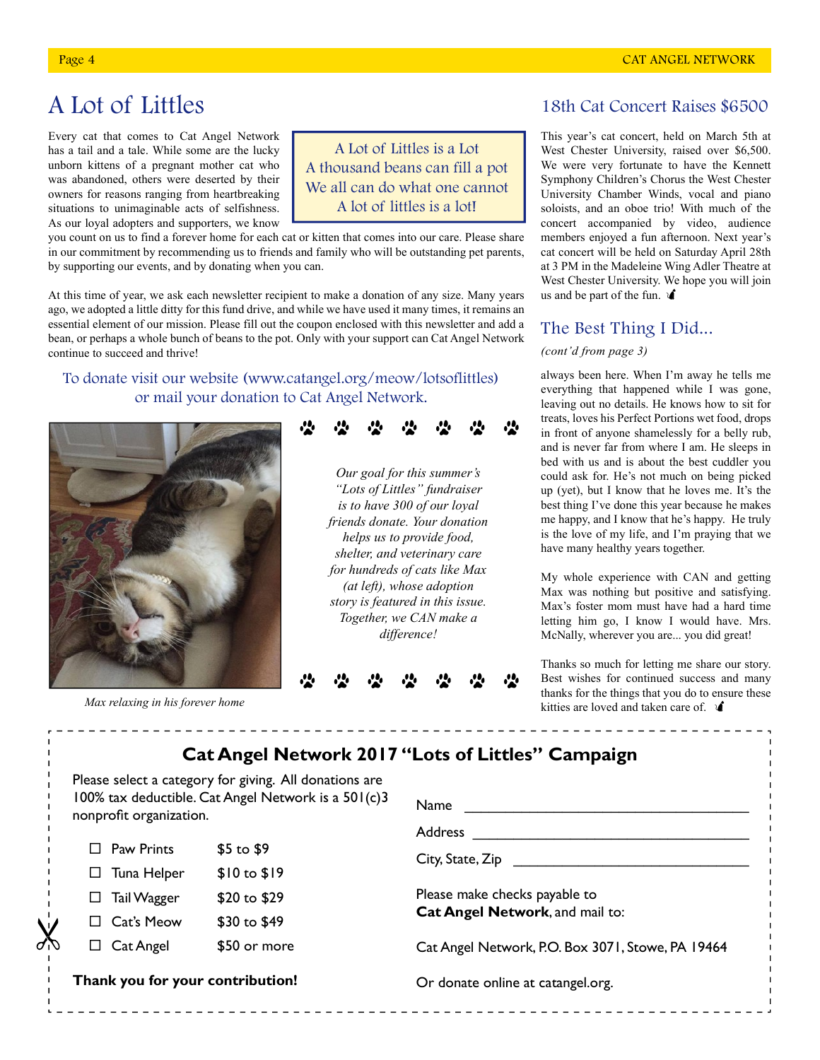# A Lot of Littles

Every cat that comes to Cat Angel Network has a tail and a tale. While some are the lucky unborn kittens of a pregnant mother cat who was abandoned, others were deserted by their owners for reasons ranging from heartbreaking situations to unimaginable acts of selfishness. As our loyal adopters and supporters, we know you count on us to find a forever home for each cat or kitten that comes into our care. Please share in our commitment by recommending us to friends and family who will be outstanding pet parents, by supporting our events, and by donating when you can.

> A Lot of Littles is a Lot
> A thousand beans can fill a pot
> We all can do what one cannot
> A lot of littles is a lot!

At this time of year, we ask each newsletter recipient to make a donation of any size. Many years ago, we adopted a little ditty for this fund drive, and while we have used it many times, it remains an essential element of our mission. Please fill out the coupon enclosed with this newsletter and add a bean, or perhaps a whole bunch of beans to the pot. Only with your support can Cat Angel Network continue to succeed and thrive!

To donate visit our website (www.catangel.org/meow/lotsoflittles) or mail your donation to Cat Angel Network.

*Max relaxing in his forever home*

*Our goal for this summer's "Lots of Littles" fundraiser is to have 300 of our loyal friends donate. Your donation helps us to provide food, shelter, and veterinary care for hundreds of cats like Max (at left), whose adoption story is featured in this issue. Together, we CAN make a difference!*

## 18th Cat Concert Raises $6500

This year's cat concert, held on March 5th at West Chester University, raised over $6,500. We were very fortunate to have the Kennett Symphony Children's Chorus the West Chester University Chamber Winds, vocal and piano soloists, and an oboe trio! With much of the concert accompanied by video, audience members enjoyed a fun afternoon. Next year's cat concert will be held on Saturday April 28th at 3 PM in the Madeleine Wing Adler Theatre at West Chester University. We hope you will join us and be part of the fun.

## The Best Thing I Did...

*(cont'd from page 3)*

always been here. When I'm away he tells me everything that happened while I was gone, leaving out no details. He knows how to sit for treats, loves his Perfect Portions wet food, drops in front of anyone shamelessly for a belly rub, and is never far from where I am. He sleeps in bed with us and is about the best cuddler you could ask for. He's not much on being picked up (yet), but I know that he loves me. It's the best thing I've done this year because he makes me happy, and I know that he's happy. He truly is the love of my life, and I'm praying that we have many healthy years together.

My whole experience with CAN and getting Max was nothing but positive and satisfying. Max's foster mom must have had a hard time letting him go, I know I would have. Mrs. McNally, wherever you are... you did great!

Thanks so much for letting me share our story. Best wishes for continued success and many thanks for the things that you do to ensure these kitties are loved and taken care of.

## Cat Angel Network 2017 "Lots of Littles" Campaign

Please select a category for giving. All donations are 100% tax deductible. Cat Angel Network is a 501(c)3 nonprofit organization.

- ☐ Paw Prints — $5 to $9
- ☐ Tuna Helper — $10 to $19
- ☐ Tail Wagger — $20 to $29
- ☐ Cat's Meow — $30 to $49
- ☐ Cat Angel — $50 or more

**Thank you for your contribution!**

Name ______________________________

Address ______________________________

City, State, Zip ______________________________

Please make checks payable to **Cat Angel Network**, and mail to:

Cat Angel Network, P.O. Box 3071, Stowe, PA 19464

Or donate online at catangel.org.